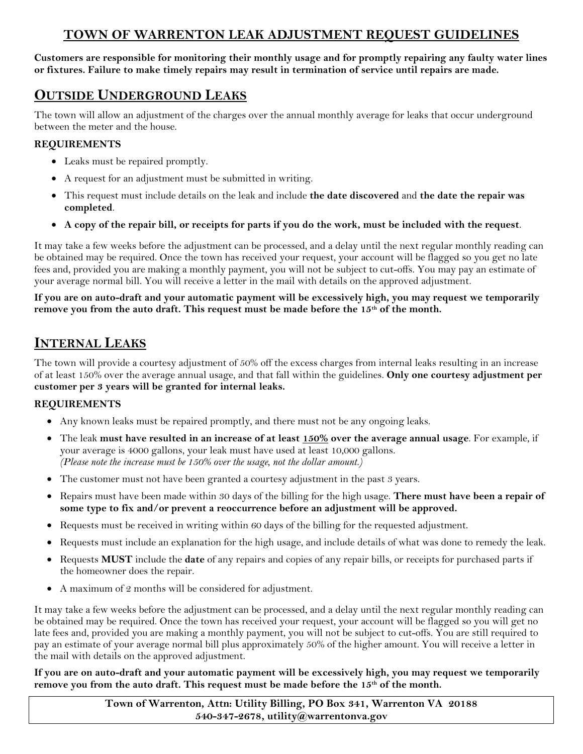# TOWN OF WARRENTON LEAK ADJUSTMENT REQUEST GUIDELINES

**Customers are responsible for monitoring their monthly usage and for promptly repairing any faulty water lines or fixtures. Failure to make timely repairs may result in termination of service until repairs are made.**

## OUTSIDE UNDERGROUND LEAKS

The town will allow an adjustment of the charges over the annual monthly average for leaks that occur underground between the meter and the house.

### REQUIREMENTS

- Leaks must be repaired promptly.
- A request for an adjustment must be submitted in writing.
- This request must include details on the leak and include **the date discovered** and **the date the repair was completed**.
- **A copy of the repair bill, or receipts for parts if you do the work, must be included with the request**.

It may take a few weeks before the adjustment can be processed, and a delay until the next regular monthly reading can be obtained may be required. Once the town has received your request, your account will be flagged so you get no late fees and, provided you are making a monthly payment, you will not be subject to cut-offs. You may pay an estimate of your average normal bill. You will receive a letter in the mail with details on the approved adjustment.

**If you are on auto-draft and your automatic payment will be excessively high, you may request we temporarily remove you from the auto draft. This request must be made before the 15th of the month.**

## INTERNAL LEAKS

The town will provide a courtesy adjustment of 50% off the excess charges from internal leaks resulting in an increase of at least 150% over the average annual usage, and that fall within the guidelines. **Only one courtesy adjustment per customer per 3 years will be granted for internal leaks.**

### REQUIREMENTS

- Any known leaks must be repaired promptly, and there must not be any ongoing leaks.
- The leak **must have resulted in an increase of at least 150% over the average annual usage**. For example, if your average is 4000 gallons, your leak must have used at least 10,000 gallons.
  *(Please note the increase must be 150% over the usage, not the dollar amount.)*
- The customer must not have been granted a courtesy adjustment in the past 3 years.
- Repairs must have been made within 30 days of the billing for the high usage. **There must have been a repair of some type to fix and/or prevent a reoccurrence before an adjustment will be approved.**
- Requests must be received in writing within 60 days of the billing for the requested adjustment.
- Requests must include an explanation for the high usage, and include details of what was done to remedy the leak.
- Requests **MUST** include the **date** of any repairs and copies of any repair bills, or receipts for purchased parts if the homeowner does the repair.
- A maximum of 2 months will be considered for adjustment.

It may take a few weeks before the adjustment can be processed, and a delay until the next regular monthly reading can be obtained may be required. Once the town has received your request, your account will be flagged so you will get no late fees and, provided you are making a monthly payment, you will not be subject to cut-offs. You are still required to pay an estimate of your average normal bill plus approximately 50% of the higher amount. You will receive a letter in the mail with details on the approved adjustment.

**If you are on auto-draft and your automatic payment will be excessively high, you may request we temporarily remove you from the auto draft. This request must be made before the 15th of the month.**

**Town of Warrenton, Attn: Utility Billing, PO Box 341, Warrenton VA 20188**
**540-347-2678, utility@warrentonva.gov**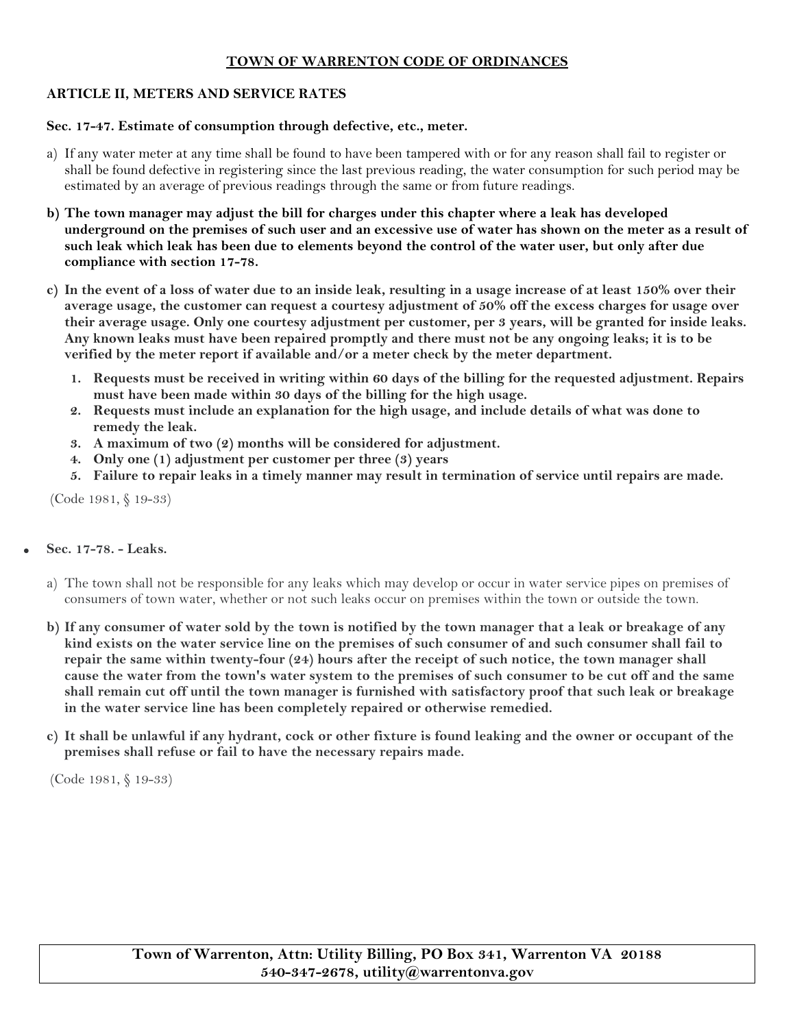**TOWN OF WARRENTON CODE OF ORDINANCES**

**ARTICLE II, METERS AND SERVICE RATES**

**Sec. 17-47. Estimate of consumption through defective, etc., meter.**

a) If any water meter at any time shall be found to have been tampered with or for any reason shall fail to register or shall be found defective in registering since the last previous reading, the water consumption for such period may be estimated by an average of previous readings through the same or from future readings.

**b) The town manager may adjust the bill for charges under this chapter where a leak has developed underground on the premises of such user and an excessive use of water has shown on the meter as a result of such leak which leak has been due to elements beyond the control of the water user, but only after due compliance with section 17-78.**

**c) In the event of a loss of water due to an inside leak, resulting in a usage increase of at least 150% over their average usage, the customer can request a courtesy adjustment of 50% off the excess charges for usage over their average usage. Only one courtesy adjustment per customer, per 3 years, will be granted for inside leaks. Any known leaks must have been repaired promptly and there must not be any ongoing leaks; it is to be verified by the meter report if available and/or a meter check by the meter department.**

1. **Requests must be received in writing within 60 days of the billing for the requested adjustment. Repairs must have been made within 30 days of the billing for the high usage.**
2. **Requests must include an explanation for the high usage, and include details of what was done to remedy the leak.**
3. **A maximum of two (2) months will be considered for adjustment.**
4. **Only one (1) adjustment per customer per three (3) years**
5. **Failure to repair leaks in a timely manner may result in termination of service until repairs are made.**

(Code 1981, § 19-33)

- **Sec. 17-78. - Leaks.**

a) The town shall not be responsible for any leaks which may develop or occur in water service pipes on premises of consumers of town water, whether or not such leaks occur on premises within the town or outside the town.

**b) If any consumer of water sold by the town is notified by the town manager that a leak or breakage of any kind exists on the water service line on the premises of such consumer of and such consumer shall fail to repair the same within twenty-four (24) hours after the receipt of such notice, the town manager shall cause the water from the town's water system to the premises of such consumer to be cut off and the same shall remain cut off until the town manager is furnished with satisfactory proof that such leak or breakage in the water service line has been completely repaired or otherwise remedied.**

**c) It shall be unlawful if any hydrant, cock or other fixture is found leaking and the owner or occupant of the premises shall refuse or fail to have the necessary repairs made.**

(Code 1981, § 19-33)

**Town of Warrenton, Attn: Utility Billing, PO Box 341, Warrenton VA 20188**
**540-347-2678, utility@warrentonva.gov**